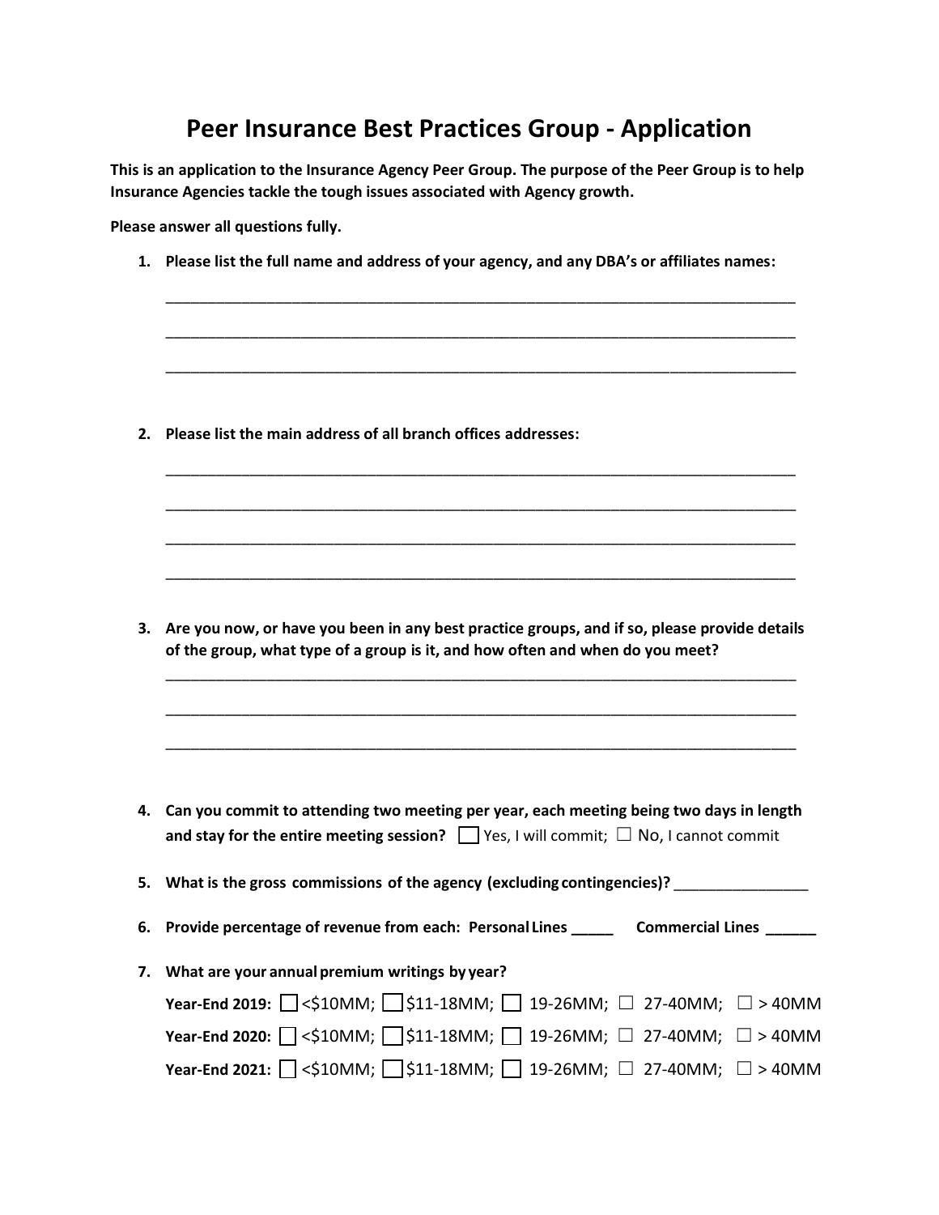# Peer Insurance Best Practices Group - Application

**This is an application to the Insurance Agency Peer Group. The purpose of the Peer Group is to help Insurance Agencies tackle the tough issues associated with Agency growth.**

**Please answer all questions fully.**

1. **Please list the full name and address of your agency, and any DBA's or affiliates names:**

   ______________________________________________________________________________

   ______________________________________________________________________________

   ______________________________________________________________________________

2. **Please list the main address of all branch offices addresses:**

   ______________________________________________________________________________

   ______________________________________________________________________________

   ______________________________________________________________________________

   ______________________________________________________________________________

3. **Are you now, or have you been in any best practice groups, and if so, please provide details of the group, what type of a group is it, and how often and when do you meet?**

   ______________________________________________________________________________

   ______________________________________________________________________________

   ______________________________________________________________________________

4. **Can you commit to attending two meeting per year, each meeting being two days in length and stay for the entire meeting session?** ☐ Yes, I will commit; ☐ No, I cannot commit

5. **What is the gross commissions of the agency (excluding contingencies)?** ________________

6. **Provide percentage of revenue from each: Personal Lines _____ Commercial Lines ______**

7. **What are your annual premium writings by year?**

   **Year-End 2019:** ☐ <$10MM; ☐ $11-18MM; ☐ 19-26MM; ☐ 27-40MM; ☐ > 40MM

   **Year-End 2020:** ☐ <$10MM; ☐ $11-18MM; ☐ 19-26MM; ☐ 27-40MM; ☐ > 40MM

   **Year-End 2021:** ☐ <$10MM; ☐ $11-18MM; ☐ 19-26MM; ☐ 27-40MM; ☐ > 40MM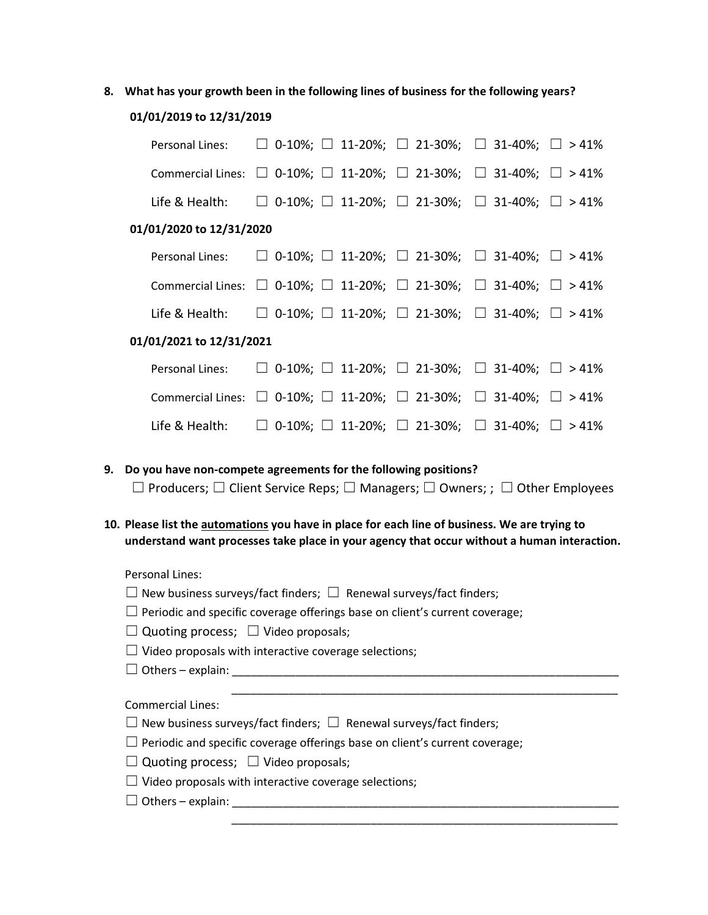**8. What has your growth been in the following lines of business for the following years?**

**01/01/2019 to 12/31/2019**

Personal Lines: ☐ 0-10%; ☐ 11-20%; ☐ 21-30%; ☐ 31-40%; ☐ > 41%

Commercial Lines: ☐ 0-10%; ☐ 11-20%; ☐ 21-30%; ☐ 31-40%; ☐ > 41%

Life & Health: ☐ 0-10%; ☐ 11-20%; ☐ 21-30%; ☐ 31-40%; ☐ > 41%

**01/01/2020 to 12/31/2020**

Personal Lines: ☐ 0-10%; ☐ 11-20%; ☐ 21-30%; ☐ 31-40%; ☐ > 41%

Commercial Lines: ☐ 0-10%; ☐ 11-20%; ☐ 21-30%; ☐ 31-40%; ☐ > 41%

Life & Health: ☐ 0-10%; ☐ 11-20%; ☐ 21-30%; ☐ 31-40%; ☐ > 41%

**01/01/2021 to 12/31/2021**

Personal Lines: ☐ 0-10%; ☐ 11-20%; ☐ 21-30%; ☐ 31-40%; ☐ > 41%

Commercial Lines: ☐ 0-10%; ☐ 11-20%; ☐ 21-30%; ☐ 31-40%; ☐ > 41%

Life & Health: ☐ 0-10%; ☐ 11-20%; ☐ 21-30%; ☐ 31-40%; ☐ > 41%

**9. Do you have non-compete agreements for the following positions?**

☐ Producers; ☐ Client Service Reps; ☐ Managers; ☐ Owners; ; ☐ Other Employees

**10. Please list the <u>automations</u> you have in place for each line of business. We are trying to understand want processes take place in your agency that occur without a human interaction.**

Personal Lines:

☐ New business surveys/fact finders; ☐ Renewal surveys/fact finders;

☐ Periodic and specific coverage offerings base on client's current coverage;

☐ Quoting process; ☐ Video proposals;

☐ Video proposals with interactive coverage selections;

☐ Others – explain: ____________________________________________________________

____________________________________________________________

Commercial Lines:

☐ New business surveys/fact finders; ☐ Renewal surveys/fact finders;

☐ Periodic and specific coverage offerings base on client's current coverage;

☐ Quoting process; ☐ Video proposals;

☐ Video proposals with interactive coverage selections;

☐ Others – explain: ____________________________________________________________

____________________________________________________________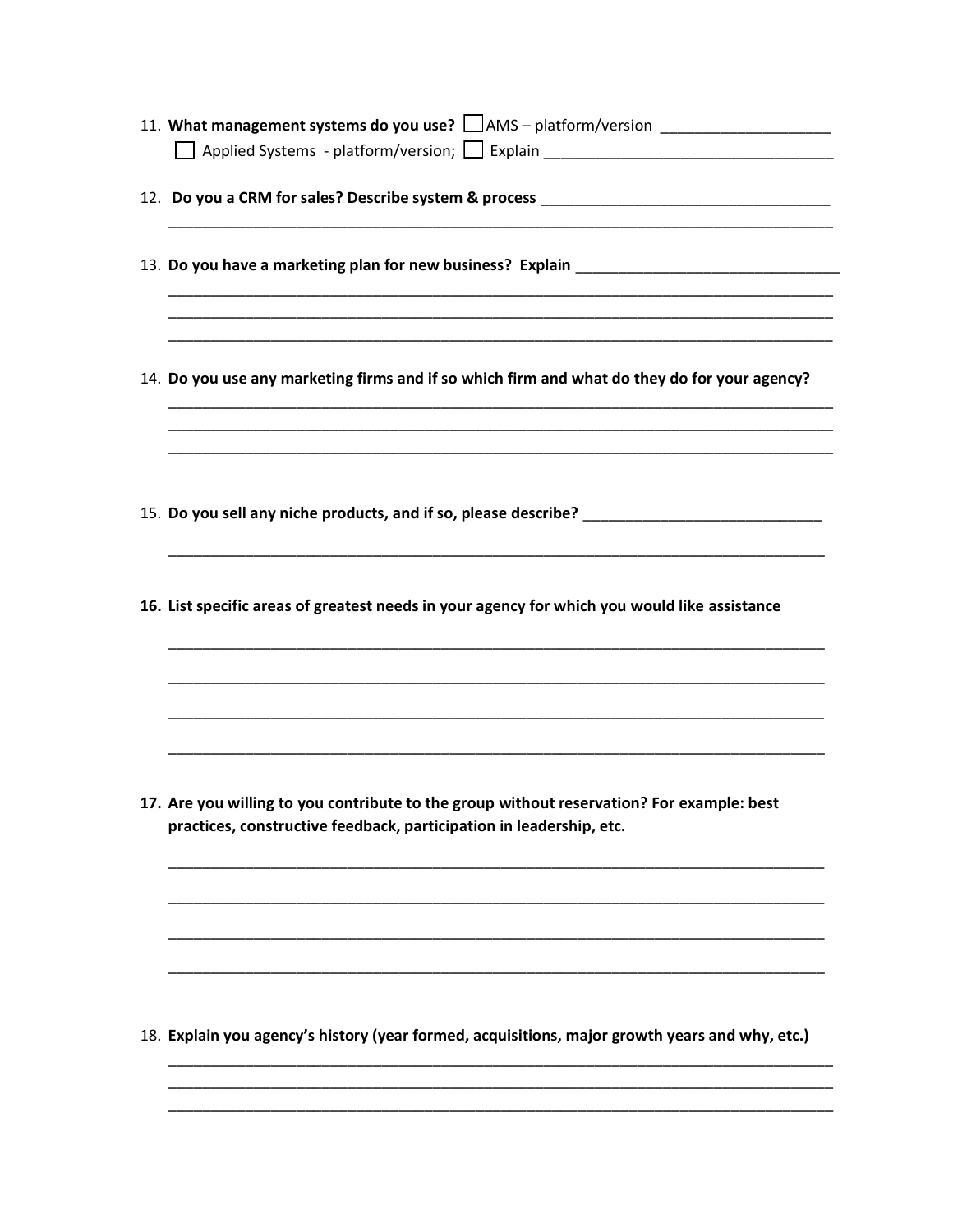11. **What management systems do you use?** ☐ AMS – platform/version ____________________
    ☐ Applied Systems - platform/version; ☐ Explain __________________________________

12. **Do you a CRM for sales? Describe system & process** __________________________________
    ______________________________________________________________________________

13. **Do you have a marketing plan for new business? Explain** ______________________________
    ______________________________________________________________________________
    ______________________________________________________________________________
    ______________________________________________________________________________

14. **Do you use any marketing firms and if so which firm and what do they do for your agency?**
    ______________________________________________________________________________
    ______________________________________________________________________________
    ______________________________________________________________________________

15. **Do you sell any niche products, and if so, please describe?** ____________________________
    ______________________________________________________________________________

16. **List specific areas of greatest needs in your agency for which you would like assistance**
    ______________________________________________________________________________
    ______________________________________________________________________________
    ______________________________________________________________________________
    ______________________________________________________________________________

17. **Are you willing to you contribute to the group without reservation? For example: best practices, constructive feedback, participation in leadership, etc.**
    ______________________________________________________________________________
    ______________________________________________________________________________
    ______________________________________________________________________________
    ______________________________________________________________________________

18. **Explain you agency's history (year formed, acquisitions, major growth years and why, etc.)**
    ______________________________________________________________________________
    ______________________________________________________________________________
    ______________________________________________________________________________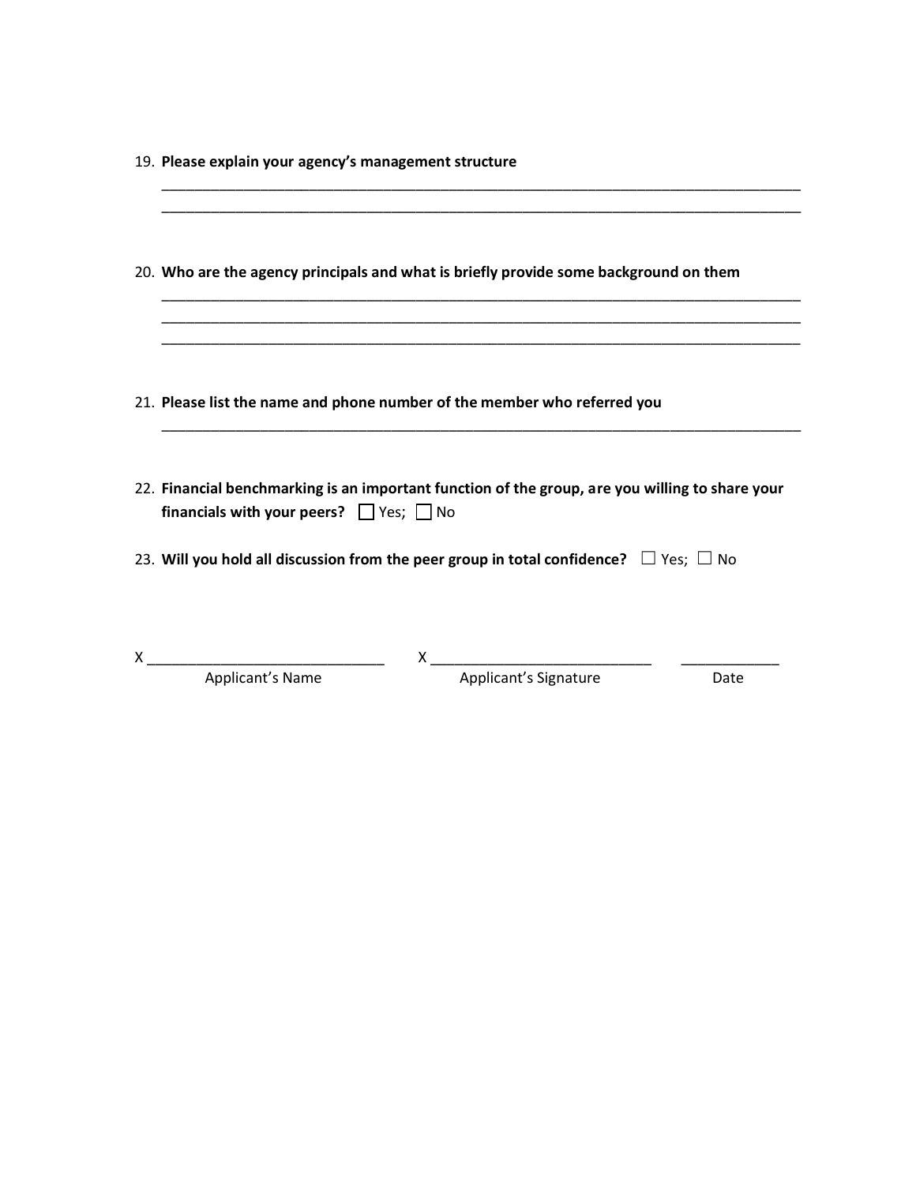19. **Please explain your agency's management structure**

    ______________________________________________________________________________
    ______________________________________________________________________________

20. **Who are the agency principals and what is briefly provide some background on them**

    ______________________________________________________________________________
    ______________________________________________________________________________
    ______________________________________________________________________________

21. **Please list the name and phone number of the member who referred you**

    ______________________________________________________________________________

22. **Financial benchmarking is an important function of the group, are you willing to share your financials with your peers?** ☐ Yes; ☐ No

23. **Will you hold all discussion from the peer group in total confidence?** ☐ Yes; ☐ No

X ______________________________ X ____________________________ ____________

Applicant's Name Applicant's Signature Date